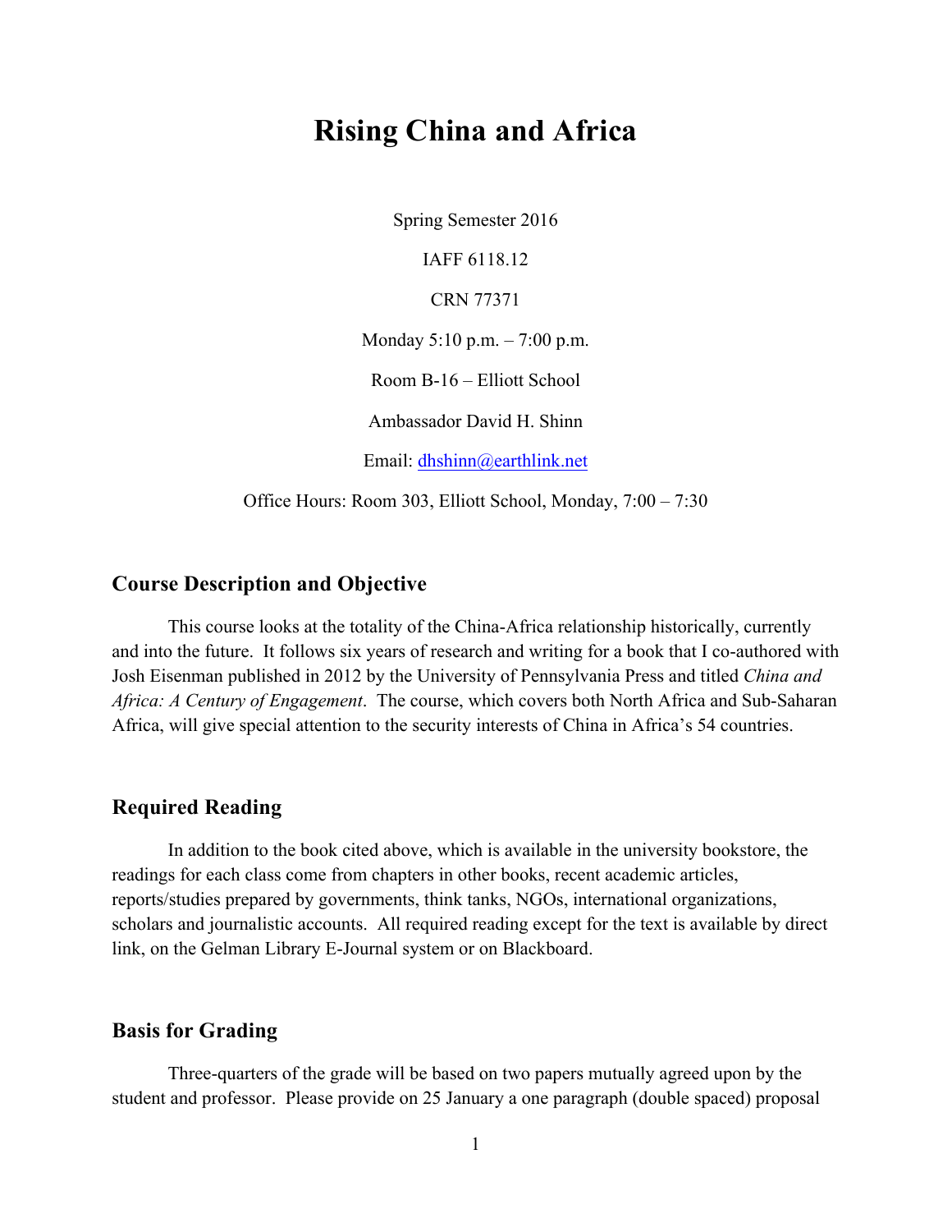# Rising China and Africa

Spring Semester 2016

IAFF 6118.12

CRN 77371

Monday 5:10 p.m. – 7:00 p.m.

Room B-16 – Elliott School

Ambassador David H. Shinn

Email: dhshinn@earthlink.net

Office Hours: Room 303, Elliott School, Monday, 7:00 – 7:30

## Course Description and Objective

This course looks at the totality of the China-Africa relationship historically, currently and into the future. It follows six years of research and writing for a book that I co-authored with Josh Eisenman published in 2012 by the University of Pennsylvania Press and titled *China and Africa: A Century of Engagement*. The course, which covers both North Africa and Sub-Saharan Africa, will give special attention to the security interests of China in Africa's 54 countries.

## Required Reading

In addition to the book cited above, which is available in the university bookstore, the readings for each class come from chapters in other books, recent academic articles, reports/studies prepared by governments, think tanks, NGOs, international organizations, scholars and journalistic accounts. All required reading except for the text is available by direct link, on the Gelman Library E-Journal system or on Blackboard.

## Basis for Grading

Three-quarters of the grade will be based on two papers mutually agreed upon by the student and professor. Please provide on 25 January a one paragraph (double spaced) proposal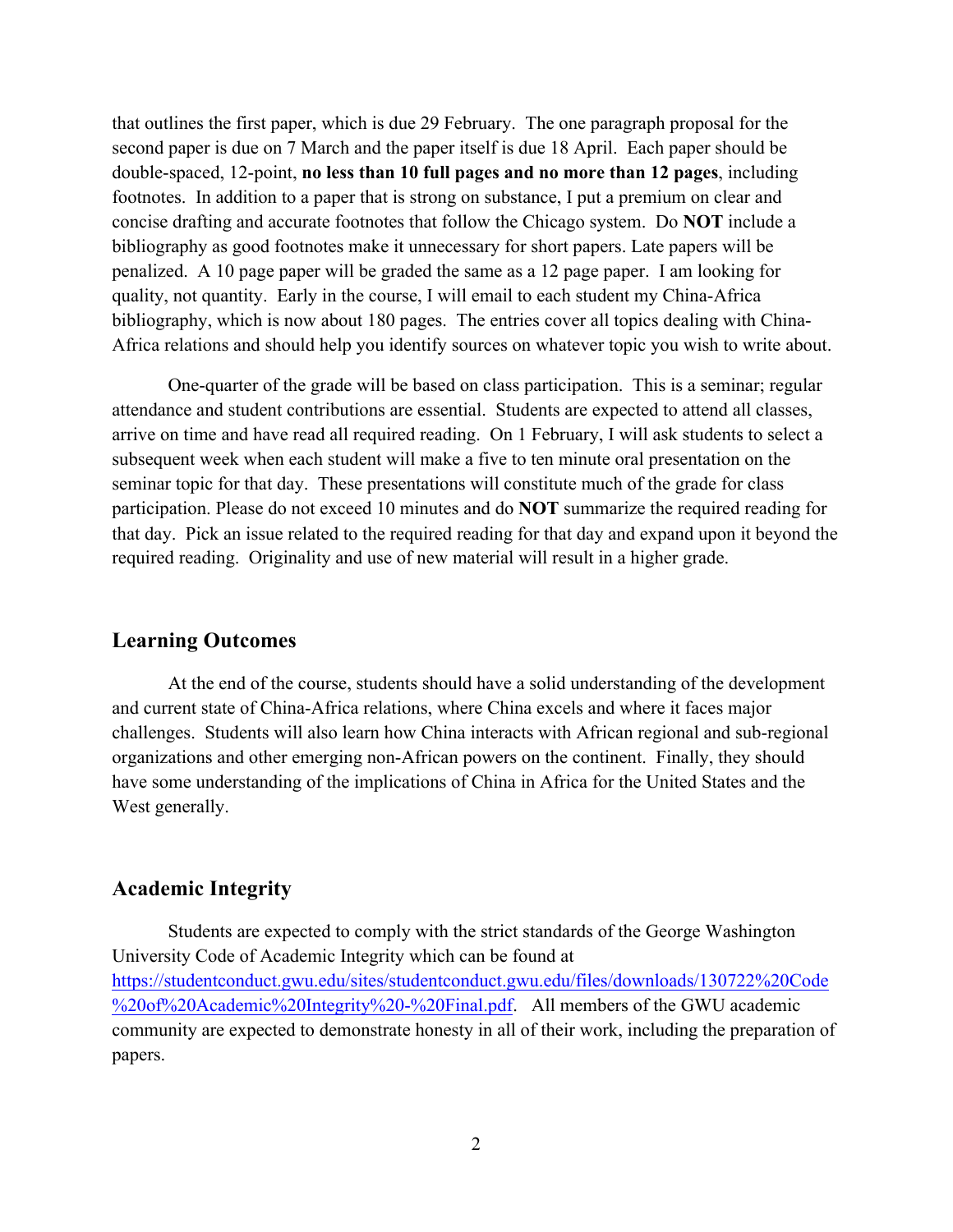that outlines the first paper, which is due 29 February. The one paragraph proposal for the second paper is due on 7 March and the paper itself is due 18 April. Each paper should be double-spaced, 12-point, **no less than 10 full pages and no more than 12 pages**, including footnotes. In addition to a paper that is strong on substance, I put a premium on clear and concise drafting and accurate footnotes that follow the Chicago system. Do **NOT** include a bibliography as good footnotes make it unnecessary for short papers. Late papers will be penalized. A 10 page paper will be graded the same as a 12 page paper. I am looking for quality, not quantity. Early in the course, I will email to each student my China-Africa bibliography, which is now about 180 pages. The entries cover all topics dealing with China-Africa relations and should help you identify sources on whatever topic you wish to write about.

One-quarter of the grade will be based on class participation. This is a seminar; regular attendance and student contributions are essential. Students are expected to attend all classes, arrive on time and have read all required reading. On 1 February, I will ask students to select a subsequent week when each student will make a five to ten minute oral presentation on the seminar topic for that day. These presentations will constitute much of the grade for class participation. Please do not exceed 10 minutes and do **NOT** summarize the required reading for that day. Pick an issue related to the required reading for that day and expand upon it beyond the required reading. Originality and use of new material will result in a higher grade.

## Learning Outcomes

At the end of the course, students should have a solid understanding of the development and current state of China-Africa relations, where China excels and where it faces major challenges. Students will also learn how China interacts with African regional and sub-regional organizations and other emerging non-African powers on the continent. Finally, they should have some understanding of the implications of China in Africa for the United States and the West generally.

## Academic Integrity

Students are expected to comply with the strict standards of the George Washington University Code of Academic Integrity which can be found at [https://studentconduct.gwu.edu/sites/studentconduct.gwu.edu/files/downloads/130722%20Code%20of%20Academic%20Integrity%20-%20Final.pdf](https://studentconduct.gwu.edu/sites/studentconduct.gwu.edu/files/downloads/130722%20Code%20of%20Academic%20Integrity%20-%20Final.pdf). All members of the GWU academic community are expected to demonstrate honesty in all of their work, including the preparation of papers.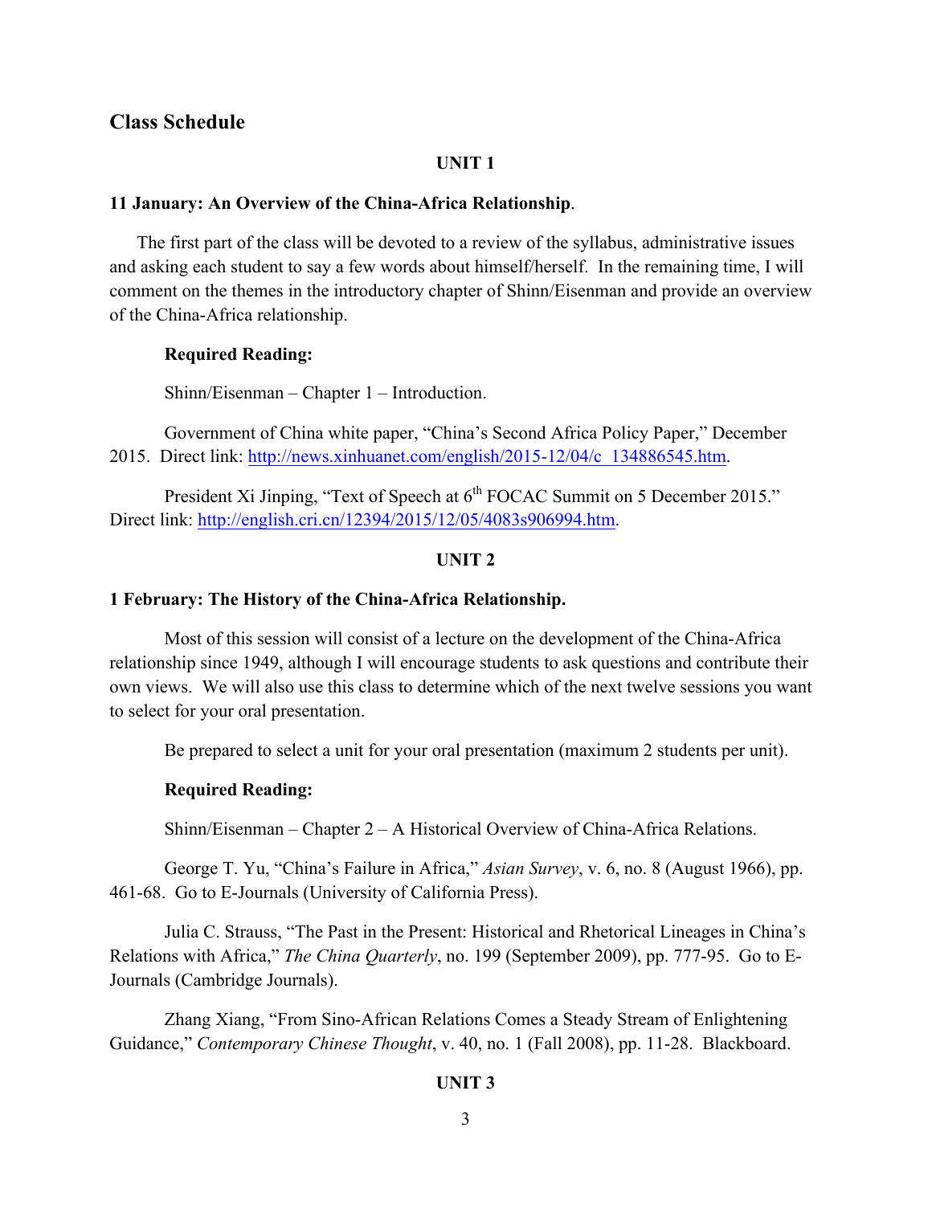## Class Schedule

### UNIT 1

**11 January: An Overview of the China-Africa Relationship**.

The first part of the class will be devoted to a review of the syllabus, administrative issues and asking each student to say a few words about himself/herself. In the remaining time, I will comment on the themes in the introductory chapter of Shinn/Eisenman and provide an overview of the China-Africa relationship.

**Required Reading:**

Shinn/Eisenman – Chapter 1 – Introduction.

Government of China white paper, "China's Second Africa Policy Paper," December 2015. Direct link: http://news.xinhuanet.com/english/2015-12/04/c_134886545.htm.

President Xi Jinping, "Text of Speech at 6th FOCAC Summit on 5 December 2015." Direct link: http://english.cri.cn/12394/2015/12/05/4083s906994.htm.

### UNIT 2

**1 February: The History of the China-Africa Relationship.**

Most of this session will consist of a lecture on the development of the China-Africa relationship since 1949, although I will encourage students to ask questions and contribute their own views. We will also use this class to determine which of the next twelve sessions you want to select for your oral presentation.

Be prepared to select a unit for your oral presentation (maximum 2 students per unit).

**Required Reading:**

Shinn/Eisenman – Chapter 2 – A Historical Overview of China-Africa Relations.

George T. Yu, "China's Failure in Africa," *Asian Survey*, v. 6, no. 8 (August 1966), pp. 461-68. Go to E-Journals (University of California Press).

Julia C. Strauss, "The Past in the Present: Historical and Rhetorical Lineages in China's Relations with Africa," *The China Quarterly*, no. 199 (September 2009), pp. 777-95. Go to E-Journals (Cambridge Journals).

Zhang Xiang, "From Sino-African Relations Comes a Steady Stream of Enlightening Guidance," *Contemporary Chinese Thought*, v. 40, no. 1 (Fall 2008), pp. 11-28. Blackboard.

### UNIT 3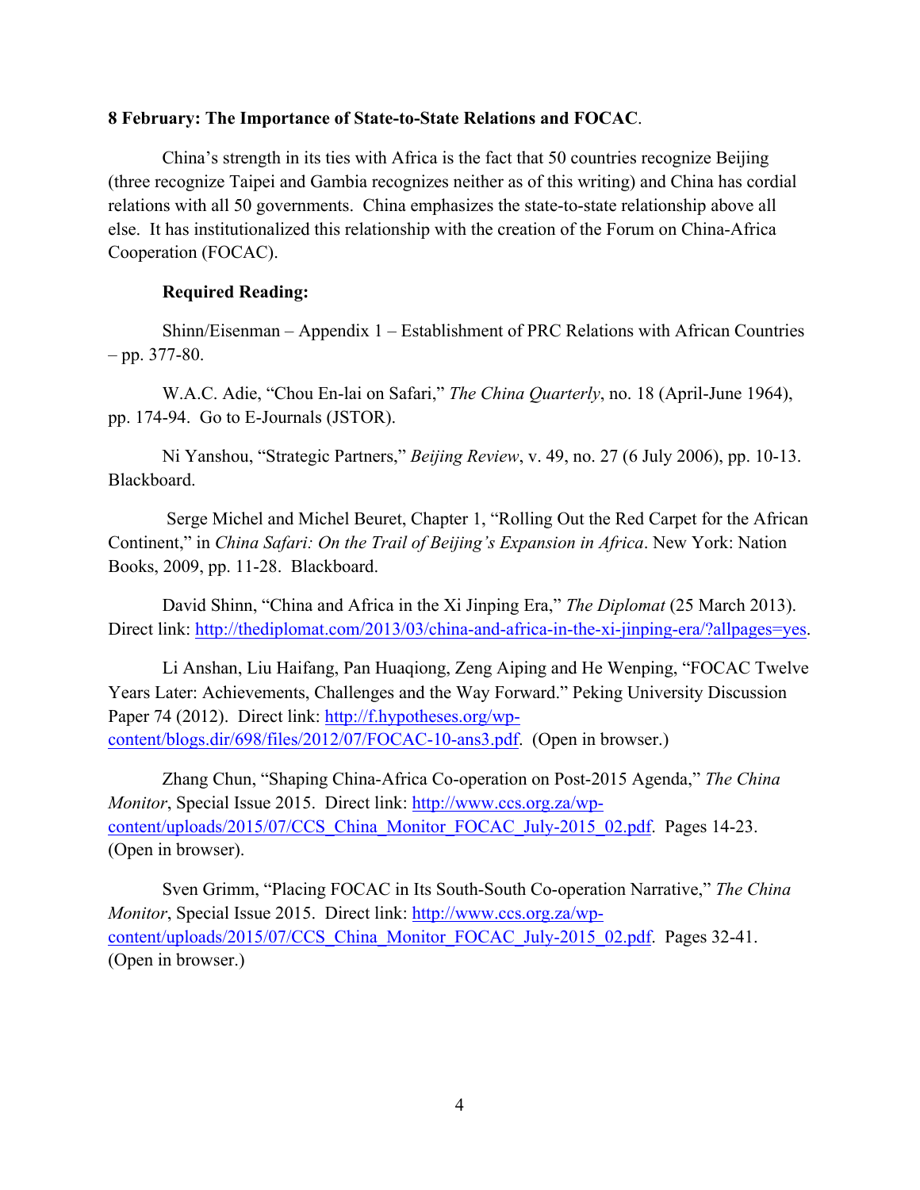**8 February: The Importance of State-to-State Relations and FOCAC**.

China's strength in its ties with Africa is the fact that 50 countries recognize Beijing (three recognize Taipei and Gambia recognizes neither as of this writing) and China has cordial relations with all 50 governments. China emphasizes the state-to-state relationship above all else. It has institutionalized this relationship with the creation of the Forum on China-Africa Cooperation (FOCAC).

**Required Reading:**

Shinn/Eisenman – Appendix 1 – Establishment of PRC Relations with African Countries – pp. 377-80.

W.A.C. Adie, "Chou En-lai on Safari," *The China Quarterly*, no. 18 (April-June 1964), pp. 174-94. Go to E-Journals (JSTOR).

Ni Yanshou, "Strategic Partners," *Beijing Review*, v. 49, no. 27 (6 July 2006), pp. 10-13. Blackboard.

Serge Michel and Michel Beuret, Chapter 1, "Rolling Out the Red Carpet for the African Continent," in *China Safari: On the Trail of Beijing's Expansion in Africa*. New York: Nation Books, 2009, pp. 11-28. Blackboard.

David Shinn, "China and Africa in the Xi Jinping Era," *The Diplomat* (25 March 2013). Direct link: http://thediplomat.com/2013/03/china-and-africa-in-the-xi-jinping-era/?allpages=yes.

Li Anshan, Liu Haifang, Pan Huaqiong, Zeng Aiping and He Wenping, "FOCAC Twelve Years Later: Achievements, Challenges and the Way Forward." Peking University Discussion Paper 74 (2012). Direct link: http://f.hypotheses.org/wp-content/blogs.dir/698/files/2012/07/FOCAC-10-ans3.pdf. (Open in browser.)

Zhang Chun, "Shaping China-Africa Co-operation on Post-2015 Agenda," *The China Monitor*, Special Issue 2015. Direct link: http://www.ccs.org.za/wp-content/uploads/2015/07/CCS_China_Monitor_FOCAC_July-2015_02.pdf. Pages 14-23. (Open in browser).

Sven Grimm, "Placing FOCAC in Its South-South Co-operation Narrative," *The China Monitor*, Special Issue 2015. Direct link: http://www.ccs.org.za/wp-content/uploads/2015/07/CCS_China_Monitor_FOCAC_July-2015_02.pdf. Pages 32-41. (Open in browser.)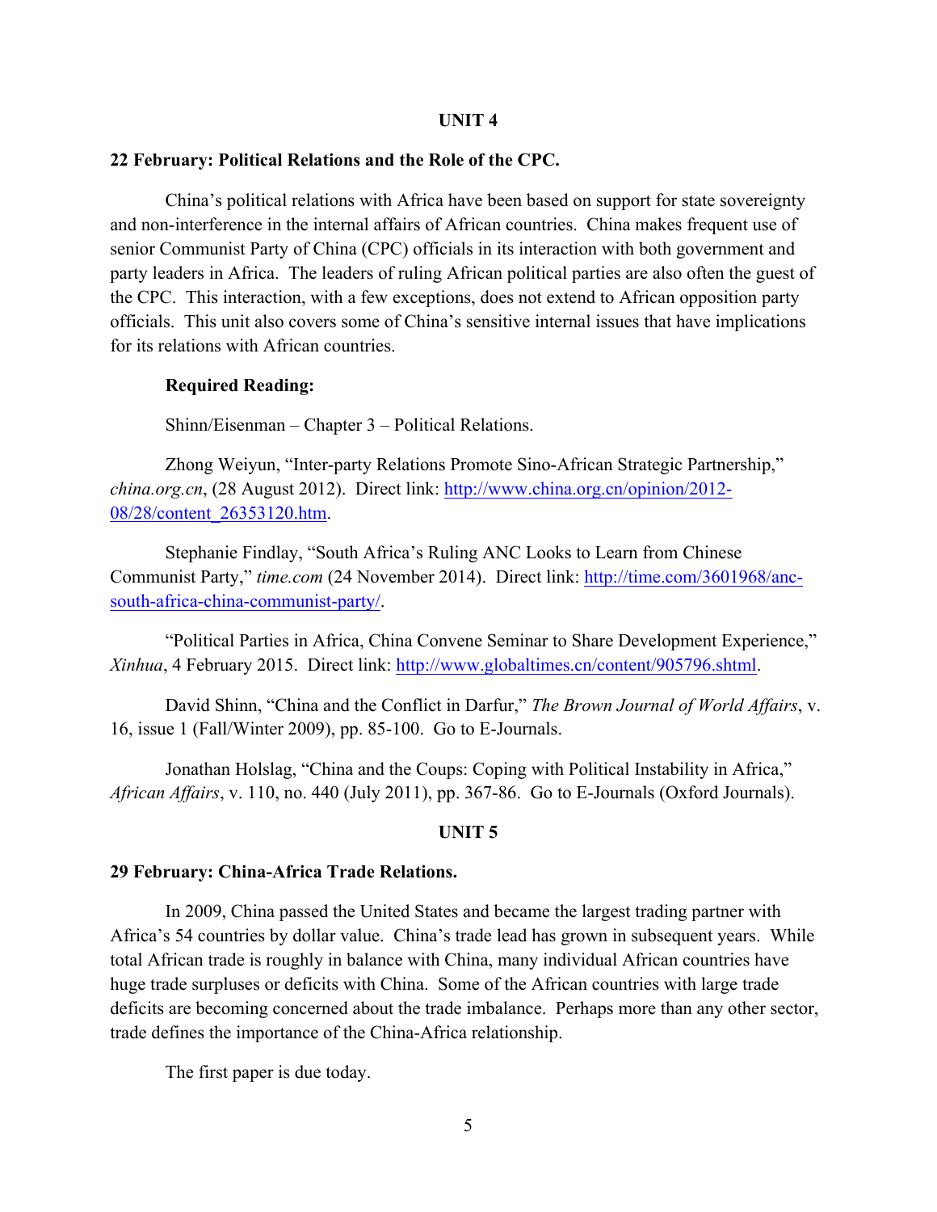## UNIT 4

**22 February: Political Relations and the Role of the CPC.**

China's political relations with Africa have been based on support for state sovereignty and non-interference in the internal affairs of African countries. China makes frequent use of senior Communist Party of China (CPC) officials in its interaction with both government and party leaders in Africa. The leaders of ruling African political parties are also often the guest of the CPC. This interaction, with a few exceptions, does not extend to African opposition party officials. This unit also covers some of China's sensitive internal issues that have implications for its relations with African countries.

**Required Reading:**

Shinn/Eisenman – Chapter 3 – Political Relations.

Zhong Weiyun, "Inter-party Relations Promote Sino-African Strategic Partnership," *china.org.cn*, (28 August 2012). Direct link: [http://www.china.org.cn/opinion/2012-08/28/content_26353120.htm](http://www.china.org.cn/opinion/2012-08/28/content_26353120.htm).

Stephanie Findlay, "South Africa's Ruling ANC Looks to Learn from Chinese Communist Party," *time.com* (24 November 2014). Direct link: [http://time.com/3601968/anc-south-africa-china-communist-party/](http://time.com/3601968/anc-south-africa-china-communist-party/).

"Political Parties in Africa, China Convene Seminar to Share Development Experience," *Xinhua*, 4 February 2015. Direct link: [http://www.globaltimes.cn/content/905796.shtml](http://www.globaltimes.cn/content/905796.shtml).

David Shinn, "China and the Conflict in Darfur," *The Brown Journal of World Affairs*, v. 16, issue 1 (Fall/Winter 2009), pp. 85-100. Go to E-Journals.

Jonathan Holslag, "China and the Coups: Coping with Political Instability in Africa," *African Affairs*, v. 110, no. 440 (July 2011), pp. 367-86. Go to E-Journals (Oxford Journals).

## UNIT 5

**29 February: China-Africa Trade Relations.**

In 2009, China passed the United States and became the largest trading partner with Africa's 54 countries by dollar value. China's trade lead has grown in subsequent years. While total African trade is roughly in balance with China, many individual African countries have huge trade surpluses or deficits with China. Some of the African countries with large trade deficits are becoming concerned about the trade imbalance. Perhaps more than any other sector, trade defines the importance of the China-Africa relationship.

The first paper is due today.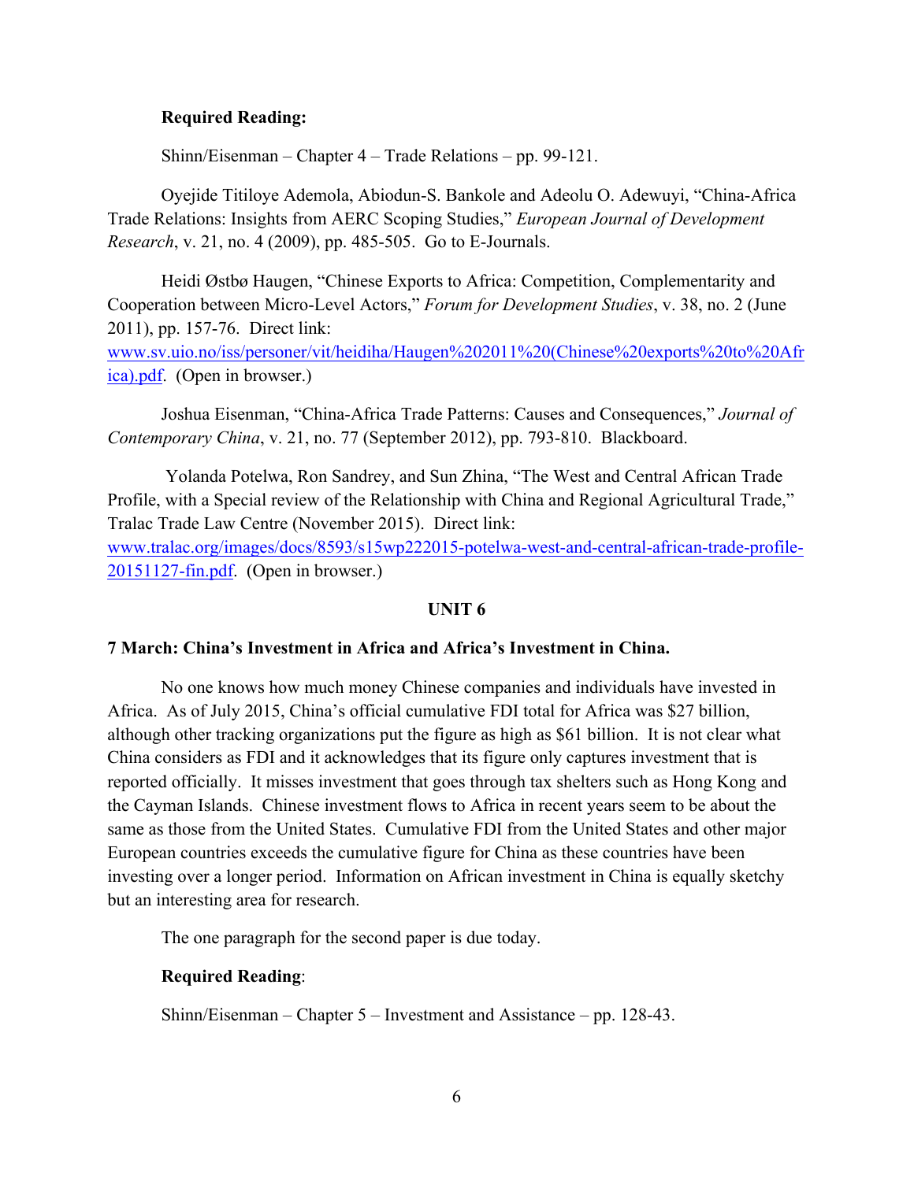**Required Reading:**

Shinn/Eisenman – Chapter 4 – Trade Relations – pp. 99-121.

Oyejide Titiloye Ademola, Abiodun-S. Bankole and Adeolu O. Adewuyi, "China-Africa Trade Relations: Insights from AERC Scoping Studies," *European Journal of Development Research*, v. 21, no. 4 (2009), pp. 485-505. Go to E-Journals.

Heidi Østbø Haugen, "Chinese Exports to Africa: Competition, Complementarity and Cooperation between Micro-Level Actors," *Forum for Development Studies*, v. 38, no. 2 (June 2011), pp. 157-76. Direct link: [www.sv.uio.no/iss/personer/vit/heidiha/Haugen%202011%20(Chinese%20exports%20to%20Africa).pdf](www.sv.uio.no/iss/personer/vit/heidiha/Haugen%202011%20(Chinese%20exports%20to%20Africa).pdf). (Open in browser.)

Joshua Eisenman, "China-Africa Trade Patterns: Causes and Consequences," *Journal of Contemporary China*, v. 21, no. 77 (September 2012), pp. 793-810. Blackboard.

Yolanda Potelwa, Ron Sandrey, and Sun Zhina, "The West and Central African Trade Profile, with a Special review of the Relationship with China and Regional Agricultural Trade," Tralac Trade Law Centre (November 2015). Direct link: [www.tralac.org/images/docs/8593/s15wp222015-potelwa-west-and-central-african-trade-profile-20151127-fin.pdf](www.tralac.org/images/docs/8593/s15wp222015-potelwa-west-and-central-african-trade-profile-20151127-fin.pdf). (Open in browser.)

## UNIT 6

### 7 March: China's Investment in Africa and Africa's Investment in China.

No one knows how much money Chinese companies and individuals have invested in Africa. As of July 2015, China's official cumulative FDI total for Africa was $27 billion, although other tracking organizations put the figure as high as $61 billion. It is not clear what China considers as FDI and it acknowledges that its figure only captures investment that is reported officially. It misses investment that goes through tax shelters such as Hong Kong and the Cayman Islands. Chinese investment flows to Africa in recent years seem to be about the same as those from the United States. Cumulative FDI from the United States and other major European countries exceeds the cumulative figure for China as these countries have been investing over a longer period. Information on African investment in China is equally sketchy but an interesting area for research.

The one paragraph for the second paper is due today.

**Required Reading**:

Shinn/Eisenman – Chapter 5 – Investment and Assistance – pp. 128-43.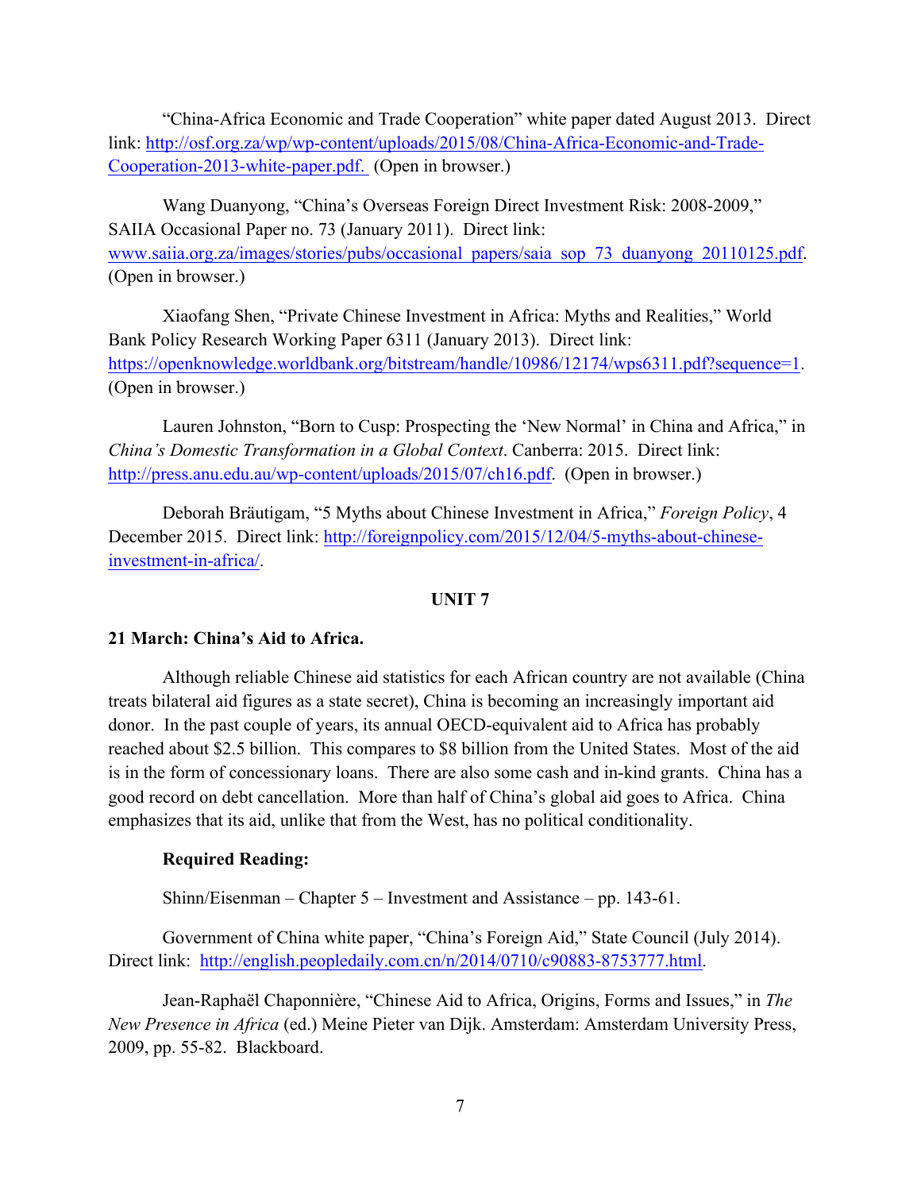"China-Africa Economic and Trade Cooperation" white paper dated August 2013. Direct link: http://osf.org.za/wp/wp-content/uploads/2015/08/China-Africa-Economic-and-Trade-Cooperation-2013-white-paper.pdf. (Open in browser.)

Wang Duanyong, "China's Overseas Foreign Direct Investment Risk: 2008-2009," SAIIA Occasional Paper no. 73 (January 2011). Direct link: www.saiia.org.za/images/stories/pubs/occasional_papers/saia_sop_73_duanyong_20110125.pdf. (Open in browser.)

Xiaofang Shen, "Private Chinese Investment in Africa: Myths and Realities," World Bank Policy Research Working Paper 6311 (January 2013). Direct link: https://openknowledge.worldbank.org/bitstream/handle/10986/12174/wps6311.pdf?sequence=1. (Open in browser.)

Lauren Johnston, "Born to Cusp: Prospecting the 'New Normal' in China and Africa," in *China's Domestic Transformation in a Global Context*. Canberra: 2015. Direct link: http://press.anu.edu.au/wp-content/uploads/2015/07/ch16.pdf. (Open in browser.)

Deborah Bräutigam, "5 Myths about Chinese Investment in Africa," *Foreign Policy*, 4 December 2015. Direct link: http://foreignpolicy.com/2015/12/04/5-myths-about-chinese-investment-in-africa/.

## UNIT 7

### 21 March: China's Aid to Africa.

Although reliable Chinese aid statistics for each African country are not available (China treats bilateral aid figures as a state secret), China is becoming an increasingly important aid donor. In the past couple of years, its annual OECD-equivalent aid to Africa has probably reached about $2.5 billion. This compares to $8 billion from the United States. Most of the aid is in the form of concessionary loans. There are also some cash and in-kind grants. China has a good record on debt cancellation. More than half of China's global aid goes to Africa. China emphasizes that its aid, unlike that from the West, has no political conditionality.

**Required Reading:**

Shinn/Eisenman – Chapter 5 – Investment and Assistance – pp. 143-61.

Government of China white paper, "China's Foreign Aid," State Council (July 2014). Direct link: http://english.peopledaily.com.cn/n/2014/0710/c90883-8753777.html.

Jean-Raphaël Chaponnière, "Chinese Aid to Africa, Origins, Forms and Issues," in *The New Presence in Africa* (ed.) Meine Pieter van Dijk. Amsterdam: Amsterdam University Press, 2009, pp. 55-82. Blackboard.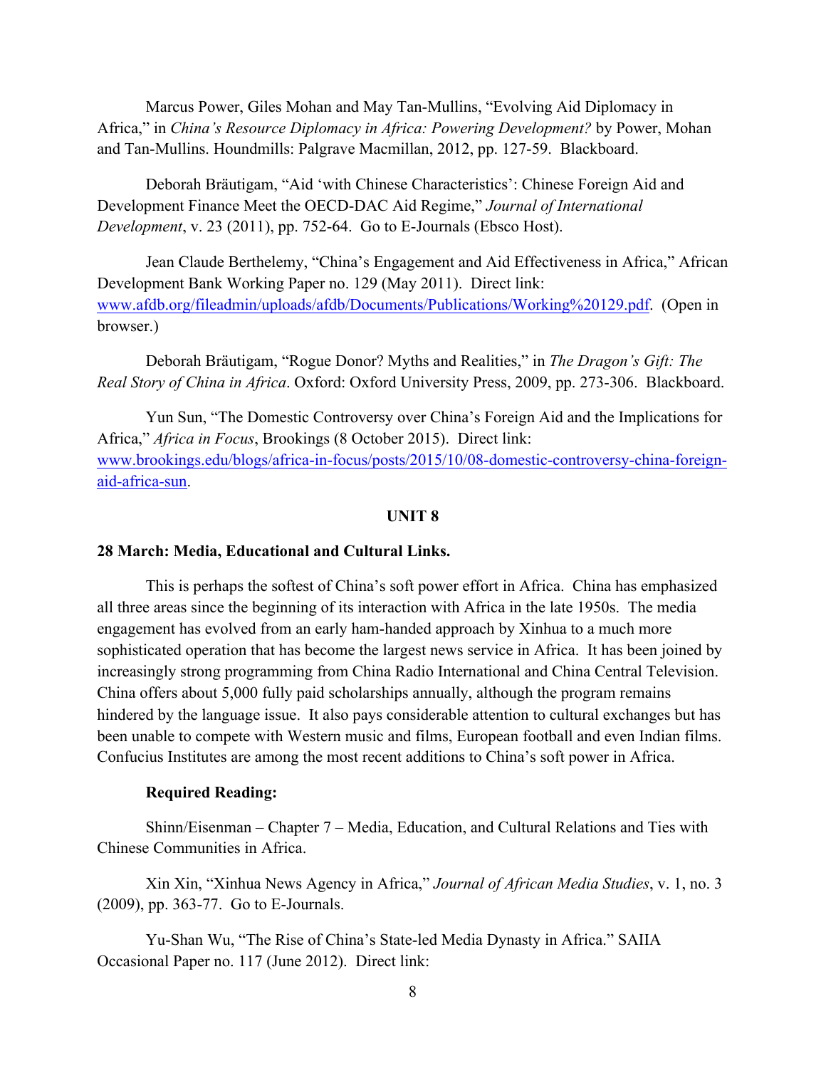Marcus Power, Giles Mohan and May Tan-Mullins, "Evolving Aid Diplomacy in Africa," in *China's Resource Diplomacy in Africa: Powering Development?* by Power, Mohan and Tan-Mullins. Houndmills: Palgrave Macmillan, 2012, pp. 127-59. Blackboard.

Deborah Bräutigam, "Aid 'with Chinese Characteristics': Chinese Foreign Aid and Development Finance Meet the OECD-DAC Aid Regime," *Journal of International Development*, v. 23 (2011), pp. 752-64. Go to E-Journals (Ebsco Host).

Jean Claude Berthelemy, "China's Engagement and Aid Effectiveness in Africa," African Development Bank Working Paper no. 129 (May 2011). Direct link: [www.afdb.org/fileadmin/uploads/afdb/Documents/Publications/Working%20129.pdf](www.afdb.org/fileadmin/uploads/afdb/Documents/Publications/Working%20129.pdf). (Open in browser.)

Deborah Bräutigam, "Rogue Donor? Myths and Realities," in *The Dragon's Gift: The Real Story of China in Africa*. Oxford: Oxford University Press, 2009, pp. 273-306. Blackboard.

Yun Sun, "The Domestic Controversy over China's Foreign Aid and the Implications for Africa," *Africa in Focus*, Brookings (8 October 2015). Direct link: [www.brookings.edu/blogs/africa-in-focus/posts/2015/10/08-domestic-controversy-china-foreign-aid-africa-sun](www.brookings.edu/blogs/africa-in-focus/posts/2015/10/08-domestic-controversy-china-foreign-aid-africa-sun).

## UNIT 8

**28 March: Media, Educational and Cultural Links.**

This is perhaps the softest of China's soft power effort in Africa. China has emphasized all three areas since the beginning of its interaction with Africa in the late 1950s. The media engagement has evolved from an early ham-handed approach by Xinhua to a much more sophisticated operation that has become the largest news service in Africa. It has been joined by increasingly strong programming from China Radio International and China Central Television. China offers about 5,000 fully paid scholarships annually, although the program remains hindered by the language issue. It also pays considerable attention to cultural exchanges but has been unable to compete with Western music and films, European football and even Indian films. Confucius Institutes are among the most recent additions to China's soft power in Africa.

**Required Reading:**

Shinn/Eisenman – Chapter 7 – Media, Education, and Cultural Relations and Ties with Chinese Communities in Africa.

Xin Xin, "Xinhua News Agency in Africa," *Journal of African Media Studies*, v. 1, no. 3 (2009), pp. 363-77. Go to E-Journals.

Yu-Shan Wu, "The Rise of China's State-led Media Dynasty in Africa." SAIIA Occasional Paper no. 117 (June 2012). Direct link: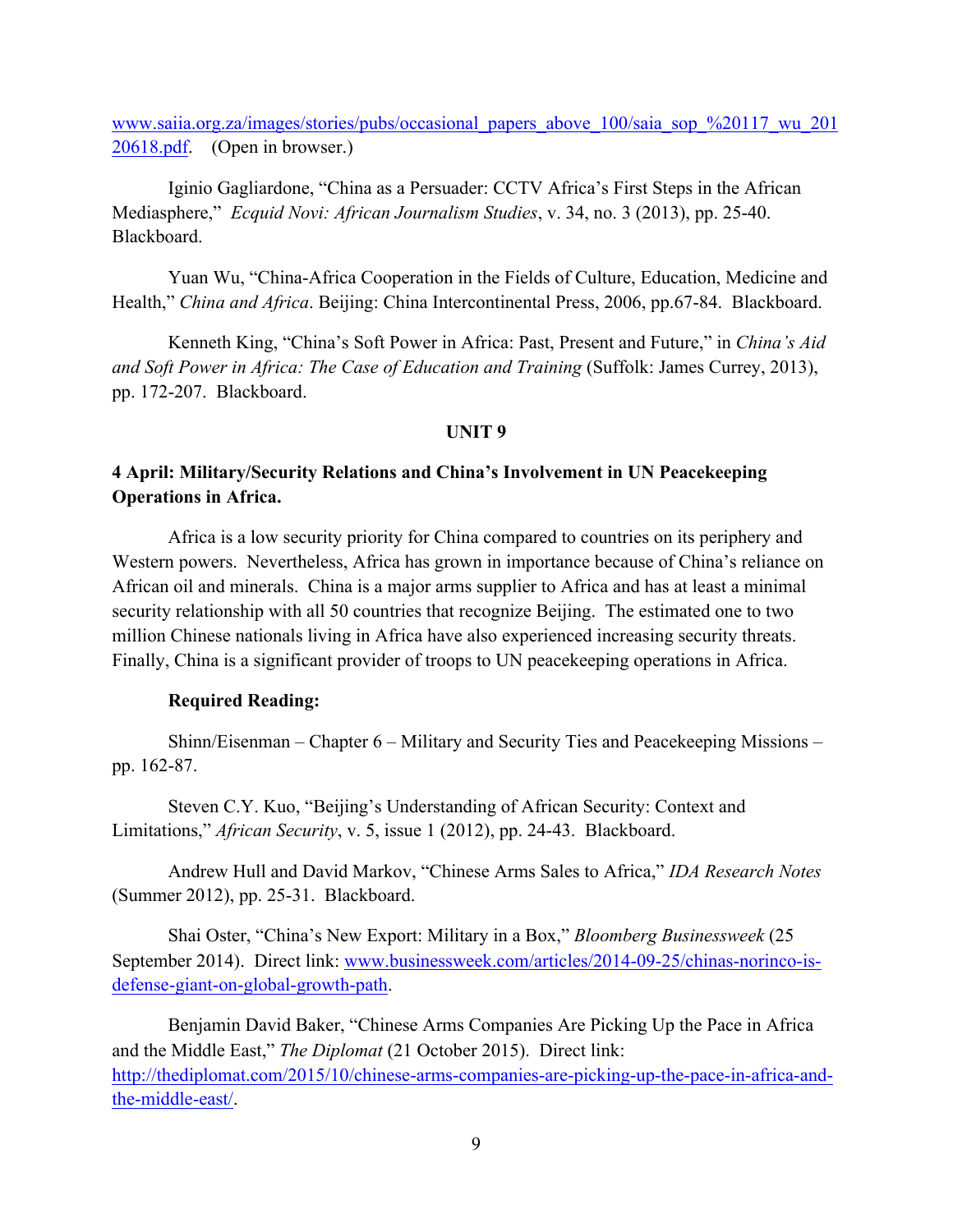www.saiia.org.za/images/stories/pubs/occasional_papers_above_100/saia_sop_%20117_wu_20120618.pdf. (Open in browser.)

Iginio Gagliardone, "China as a Persuader: CCTV Africa's First Steps in the African Mediasphere," *Ecquid Novi: African Journalism Studies*, v. 34, no. 3 (2013), pp. 25-40. Blackboard.

Yuan Wu, "China-Africa Cooperation in the Fields of Culture, Education, Medicine and Health," *China and Africa*. Beijing: China Intercontinental Press, 2006, pp.67-84. Blackboard.

Kenneth King, "China's Soft Power in Africa: Past, Present and Future," in *China's Aid and Soft Power in Africa: The Case of Education and Training* (Suffolk: James Currey, 2013), pp. 172-207. Blackboard.

**UNIT 9**

**4 April: Military/Security Relations and China's Involvement in UN Peacekeeping Operations in Africa.**

Africa is a low security priority for China compared to countries on its periphery and Western powers. Nevertheless, Africa has grown in importance because of China's reliance on African oil and minerals. China is a major arms supplier to Africa and has at least a minimal security relationship with all 50 countries that recognize Beijing. The estimated one to two million Chinese nationals living in Africa have also experienced increasing security threats. Finally, China is a significant provider of troops to UN peacekeeping operations in Africa.

**Required Reading:**

Shinn/Eisenman – Chapter 6 – Military and Security Ties and Peacekeeping Missions – pp. 162-87.

Steven C.Y. Kuo, "Beijing's Understanding of African Security: Context and Limitations," *African Security*, v. 5, issue 1 (2012), pp. 24-43. Blackboard.

Andrew Hull and David Markov, "Chinese Arms Sales to Africa," *IDA Research Notes* (Summer 2012), pp. 25-31. Blackboard.

Shai Oster, "China's New Export: Military in a Box," *Bloomberg Businessweek* (25 September 2014). Direct link: www.businessweek.com/articles/2014-09-25/chinas-norinco-is-defense-giant-on-global-growth-path.

Benjamin David Baker, "Chinese Arms Companies Are Picking Up the Pace in Africa and the Middle East," *The Diplomat* (21 October 2015). Direct link: http://thediplomat.com/2015/10/chinese-arms-companies-are-picking-up-the-pace-in-africa-and-the-middle-east/.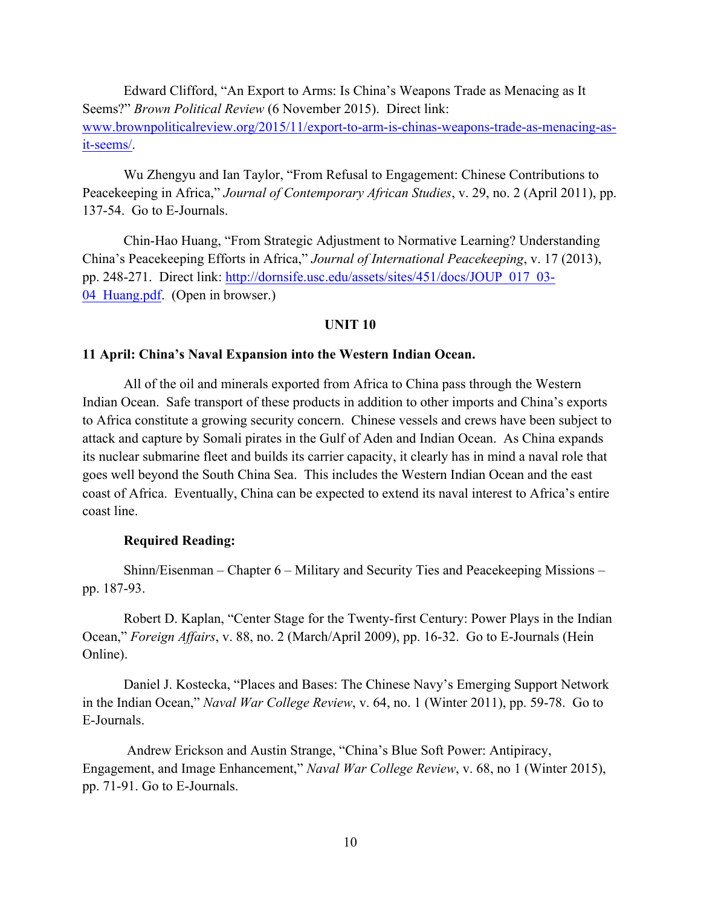Edward Clifford, "An Export to Arms: Is China's Weapons Trade as Menacing as It Seems?" *Brown Political Review* (6 November 2015). Direct link: [www.brownpoliticalreview.org/2015/11/export-to-arm-is-chinas-weapons-trade-as-menacing-as-it-seems/](www.brownpoliticalreview.org/2015/11/export-to-arm-is-chinas-weapons-trade-as-menacing-as-it-seems/).

Wu Zhengyu and Ian Taylor, "From Refusal to Engagement: Chinese Contributions to Peacekeeping in Africa," *Journal of Contemporary African Studies*, v. 29, no. 2 (April 2011), pp. 137-54. Go to E-Journals.

Chin-Hao Huang, "From Strategic Adjustment to Normative Learning? Understanding China's Peacekeeping Efforts in Africa," *Journal of International Peacekeeping*, v. 17 (2013), pp. 248-271. Direct link: [http://dornsife.usc.edu/assets/sites/451/docs/JOUP_017_03-04_Huang.pdf](http://dornsife.usc.edu/assets/sites/451/docs/JOUP_017_03-04_Huang.pdf). (Open in browser.)

## UNIT 10

### 11 April: China's Naval Expansion into the Western Indian Ocean.

All of the oil and minerals exported from Africa to China pass through the Western Indian Ocean. Safe transport of these products in addition to other imports and China's exports to Africa constitute a growing security concern. Chinese vessels and crews have been subject to attack and capture by Somali pirates in the Gulf of Aden and Indian Ocean. As China expands its nuclear submarine fleet and builds its carrier capacity, it clearly has in mind a naval role that goes well beyond the South China Sea. This includes the Western Indian Ocean and the east coast of Africa. Eventually, China can be expected to extend its naval interest to Africa's entire coast line.

**Required Reading:**

Shinn/Eisenman – Chapter 6 – Military and Security Ties and Peacekeeping Missions – pp. 187-93.

Robert D. Kaplan, "Center Stage for the Twenty-first Century: Power Plays in the Indian Ocean," *Foreign Affairs*, v. 88, no. 2 (March/April 2009), pp. 16-32. Go to E-Journals (Hein Online).

Daniel J. Kostecka, "Places and Bases: The Chinese Navy's Emerging Support Network in the Indian Ocean," *Naval War College Review*, v. 64, no. 1 (Winter 2011), pp. 59-78. Go to E-Journals.

Andrew Erickson and Austin Strange, "China's Blue Soft Power: Antipiracy, Engagement, and Image Enhancement," *Naval War College Review*, v. 68, no 1 (Winter 2015), pp. 71-91. Go to E-Journals.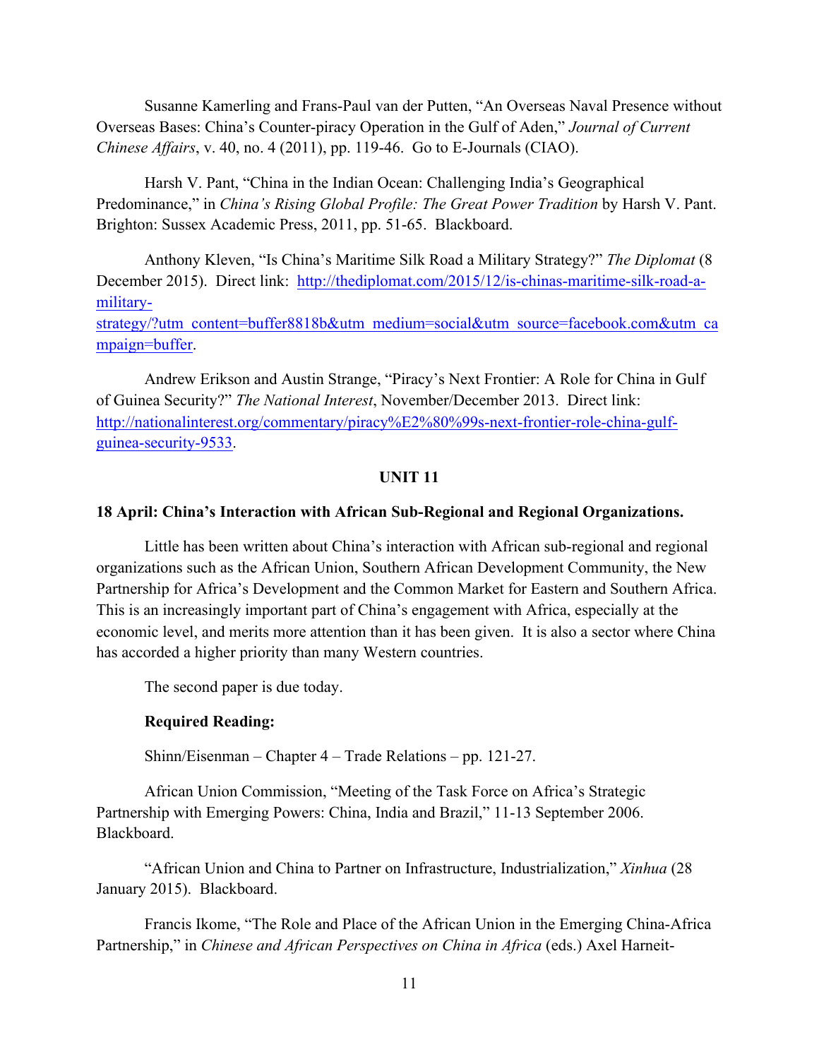Susanne Kamerling and Frans-Paul van der Putten, "An Overseas Naval Presence without Overseas Bases: China's Counter-piracy Operation in the Gulf of Aden," *Journal of Current Chinese Affairs*, v. 40, no. 4 (2011), pp. 119-46. Go to E-Journals (CIAO).

Harsh V. Pant, "China in the Indian Ocean: Challenging India's Geographical Predominance," in *China's Rising Global Profile: The Great Power Tradition* by Harsh V. Pant. Brighton: Sussex Academic Press, 2011, pp. 51-65. Blackboard.

Anthony Kleven, "Is China's Maritime Silk Road a Military Strategy?" *The Diplomat* (8 December 2015). Direct link: [http://thediplomat.com/2015/12/is-chinas-maritime-silk-road-a-military-strategy/?utm_content=buffer8818b&utm_medium=social&utm_source=facebook.com&utm_campaign=buffer](http://thediplomat.com/2015/12/is-chinas-maritime-silk-road-a-military-strategy/?utm_content=buffer8818b&utm_medium=social&utm_source=facebook.com&utm_campaign=buffer).

Andrew Erikson and Austin Strange, "Piracy's Next Frontier: A Role for China in Gulf of Guinea Security?" *The National Interest*, November/December 2013. Direct link: [http://nationalinterest.org/commentary/piracy%E2%80%99s-next-frontier-role-china-gulf-guinea-security-9533](http://nationalinterest.org/commentary/piracy%E2%80%99s-next-frontier-role-china-gulf-guinea-security-9533).

## UNIT 11

### 18 April: China's Interaction with African Sub-Regional and Regional Organizations.

Little has been written about China's interaction with African sub-regional and regional organizations such as the African Union, Southern African Development Community, the New Partnership for Africa's Development and the Common Market for Eastern and Southern Africa. This is an increasingly important part of China's engagement with Africa, especially at the economic level, and merits more attention than it has been given. It is also a sector where China has accorded a higher priority than many Western countries.

The second paper is due today.

**Required Reading:**

Shinn/Eisenman – Chapter 4 – Trade Relations – pp. 121-27.

African Union Commission, "Meeting of the Task Force on Africa's Strategic Partnership with Emerging Powers: China, India and Brazil," 11-13 September 2006. Blackboard.

"African Union and China to Partner on Infrastructure, Industrialization," *Xinhua* (28 January 2015). Blackboard.

Francis Ikome, "The Role and Place of the African Union in the Emerging China-Africa Partnership," in *Chinese and African Perspectives on China in Africa* (eds.) Axel Harneit-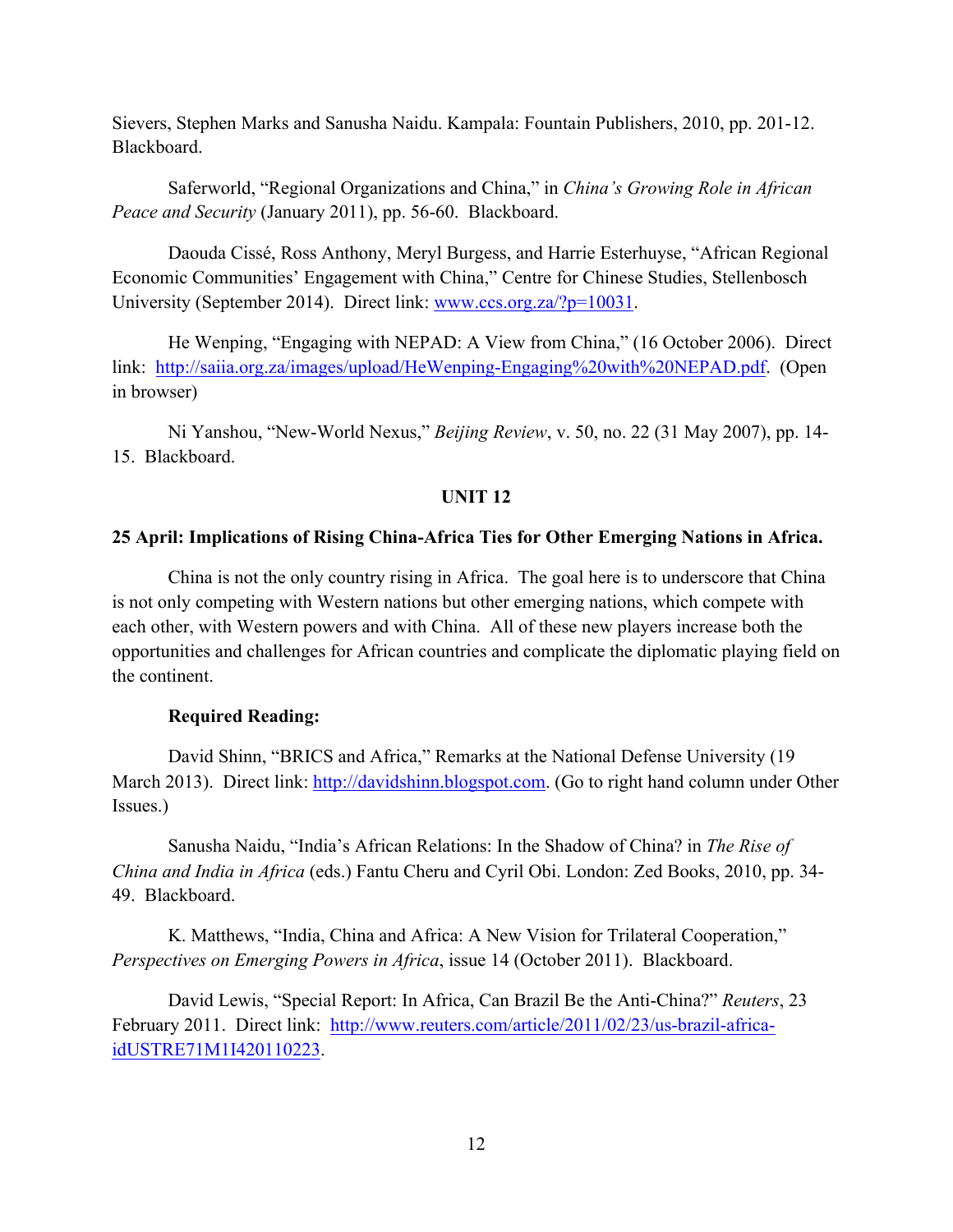Sievers, Stephen Marks and Sanusha Naidu. Kampala: Fountain Publishers, 2010, pp. 201-12. Blackboard.

Saferworld, "Regional Organizations and China," in *China's Growing Role in African Peace and Security* (January 2011), pp. 56-60. Blackboard.

Daouda Cissé, Ross Anthony, Meryl Burgess, and Harrie Esterhuyse, "African Regional Economic Communities' Engagement with China," Centre for Chinese Studies, Stellenbosch University (September 2014). Direct link: [www.ccs.org.za/?p=10031](www.ccs.org.za/?p=10031).

He Wenping, "Engaging with NEPAD: A View from China," (16 October 2006). Direct link: [http://saiia.org.za/images/upload/HeWenping-Engaging%20with%20NEPAD.pdf](http://saiia.org.za/images/upload/HeWenping-Engaging%20with%20NEPAD.pdf). (Open in browser)

Ni Yanshou, "New-World Nexus," *Beijing Review*, v. 50, no. 22 (31 May 2007), pp. 14-15. Blackboard.

## UNIT 12

### 25 April: Implications of Rising China-Africa Ties for Other Emerging Nations in Africa.

China is not the only country rising in Africa. The goal here is to underscore that China is not only competing with Western nations but other emerging nations, which compete with each other, with Western powers and with China. All of these new players increase both the opportunities and challenges for African countries and complicate the diplomatic playing field on the continent.

**Required Reading:**

David Shinn, "BRICS and Africa," Remarks at the National Defense University (19 March 2013). Direct link: [http://davidshinn.blogspot.com](http://davidshinn.blogspot.com). (Go to right hand column under Other Issues.)

Sanusha Naidu, "India's African Relations: In the Shadow of China? in *The Rise of China and India in Africa* (eds.) Fantu Cheru and Cyril Obi. London: Zed Books, 2010, pp. 34-49. Blackboard.

K. Matthews, "India, China and Africa: A New Vision for Trilateral Cooperation," *Perspectives on Emerging Powers in Africa*, issue 14 (October 2011). Blackboard.

David Lewis, "Special Report: In Africa, Can Brazil Be the Anti-China?" *Reuters*, 23 February 2011. Direct link: [http://www.reuters.com/article/2011/02/23/us-brazil-africa-idUSTRE71M1I420110223](http://www.reuters.com/article/2011/02/23/us-brazil-africa-idUSTRE71M1I420110223).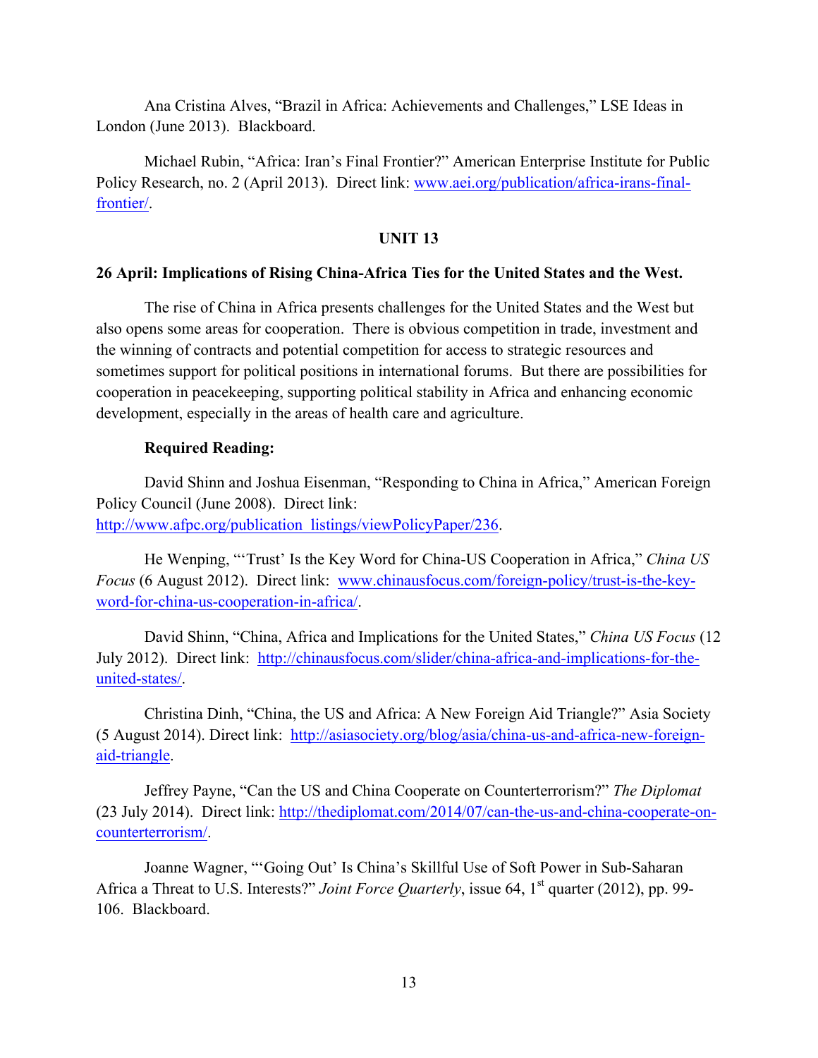Ana Cristina Alves, "Brazil in Africa: Achievements and Challenges," LSE Ideas in London (June 2013). Blackboard.

Michael Rubin, "Africa: Iran's Final Frontier?" American Enterprise Institute for Public Policy Research, no. 2 (April 2013). Direct link: www.aei.org/publication/africa-irans-final-frontier/.

## UNIT 13

### 26 April: Implications of Rising China-Africa Ties for the United States and the West.

The rise of China in Africa presents challenges for the United States and the West but also opens some areas for cooperation. There is obvious competition in trade, investment and the winning of contracts and potential competition for access to strategic resources and sometimes support for political positions in international forums. But there are possibilities for cooperation in peacekeeping, supporting political stability in Africa and enhancing economic development, especially in the areas of health care and agriculture.

**Required Reading:**

David Shinn and Joshua Eisenman, "Responding to China in Africa," American Foreign Policy Council (June 2008). Direct link: http://www.afpc.org/publication_listings/viewPolicyPaper/236.

He Wenping, "'Trust' Is the Key Word for China-US Cooperation in Africa," *China US Focus* (6 August 2012). Direct link: www.chinausfocus.com/foreign-policy/trust-is-the-key-word-for-china-us-cooperation-in-africa/.

David Shinn, "China, Africa and Implications for the United States," *China US Focus* (12 July 2012). Direct link: http://chinausfocus.com/slider/china-africa-and-implications-for-the-united-states/.

Christina Dinh, "China, the US and Africa: A New Foreign Aid Triangle?" Asia Society (5 August 2014). Direct link: http://asiasociety.org/blog/asia/china-us-and-africa-new-foreign-aid-triangle.

Jeffrey Payne, "Can the US and China Cooperate on Counterterrorism?" *The Diplomat* (23 July 2014). Direct link: http://thediplomat.com/2014/07/can-the-us-and-china-cooperate-on-counterterrorism/.

Joanne Wagner, "'Going Out' Is China's Skillful Use of Soft Power in Sub-Saharan Africa a Threat to U.S. Interests?" *Joint Force Quarterly*, issue 64, 1st quarter (2012), pp. 99-106. Blackboard.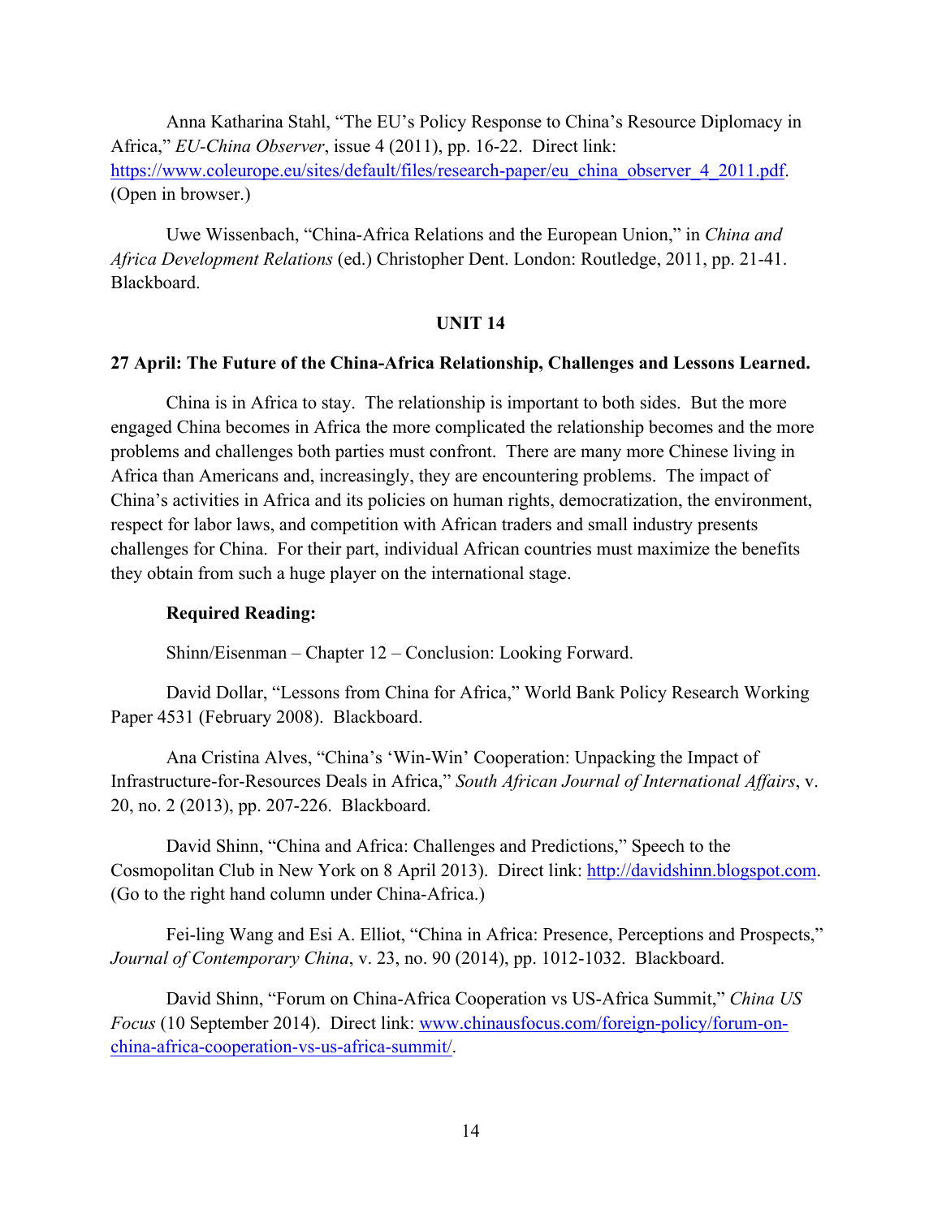Anna Katharina Stahl, "The EU's Policy Response to China's Resource Diplomacy in Africa," *EU-China Observer*, issue 4 (2011), pp. 16-22. Direct link: https://www.coleurope.eu/sites/default/files/research-paper/eu_china_observer_4_2011.pdf. (Open in browser.)

Uwe Wissenbach, "China-Africa Relations and the European Union," in *China and Africa Development Relations* (ed.) Christopher Dent. London: Routledge, 2011, pp. 21-41. Blackboard.

## UNIT 14

### 27 April: The Future of the China-Africa Relationship, Challenges and Lessons Learned.

China is in Africa to stay. The relationship is important to both sides. But the more engaged China becomes in Africa the more complicated the relationship becomes and the more problems and challenges both parties must confront. There are many more Chinese living in Africa than Americans and, increasingly, they are encountering problems. The impact of China's activities in Africa and its policies on human rights, democratization, the environment, respect for labor laws, and competition with African traders and small industry presents challenges for China. For their part, individual African countries must maximize the benefits they obtain from such a huge player on the international stage.

**Required Reading:**

Shinn/Eisenman – Chapter 12 – Conclusion: Looking Forward.

David Dollar, "Lessons from China for Africa," World Bank Policy Research Working Paper 4531 (February 2008). Blackboard.

Ana Cristina Alves, "China's 'Win-Win' Cooperation: Unpacking the Impact of Infrastructure-for-Resources Deals in Africa," *South African Journal of International Affairs*, v. 20, no. 2 (2013), pp. 207-226. Blackboard.

David Shinn, "China and Africa: Challenges and Predictions," Speech to the Cosmopolitan Club in New York on 8 April 2013). Direct link: http://davidshinn.blogspot.com. (Go to the right hand column under China-Africa.)

Fei-ling Wang and Esi A. Elliot, "China in Africa: Presence, Perceptions and Prospects," *Journal of Contemporary China*, v. 23, no. 90 (2014), pp. 1012-1032. Blackboard.

David Shinn, "Forum on China-Africa Cooperation vs US-Africa Summit," *China US Focus* (10 September 2014). Direct link: www.chinausfocus.com/foreign-policy/forum-on-china-africa-cooperation-vs-us-africa-summit/.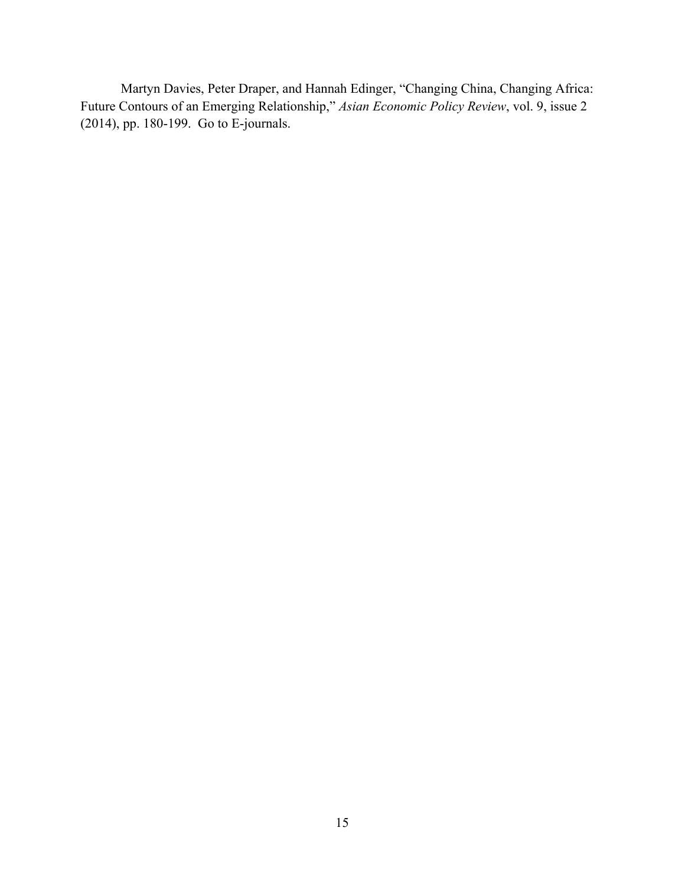Martyn Davies, Peter Draper, and Hannah Edinger, "Changing China, Changing Africa: Future Contours of an Emerging Relationship," *Asian Economic Policy Review*, vol. 9, issue 2 (2014), pp. 180-199. Go to E-journals.